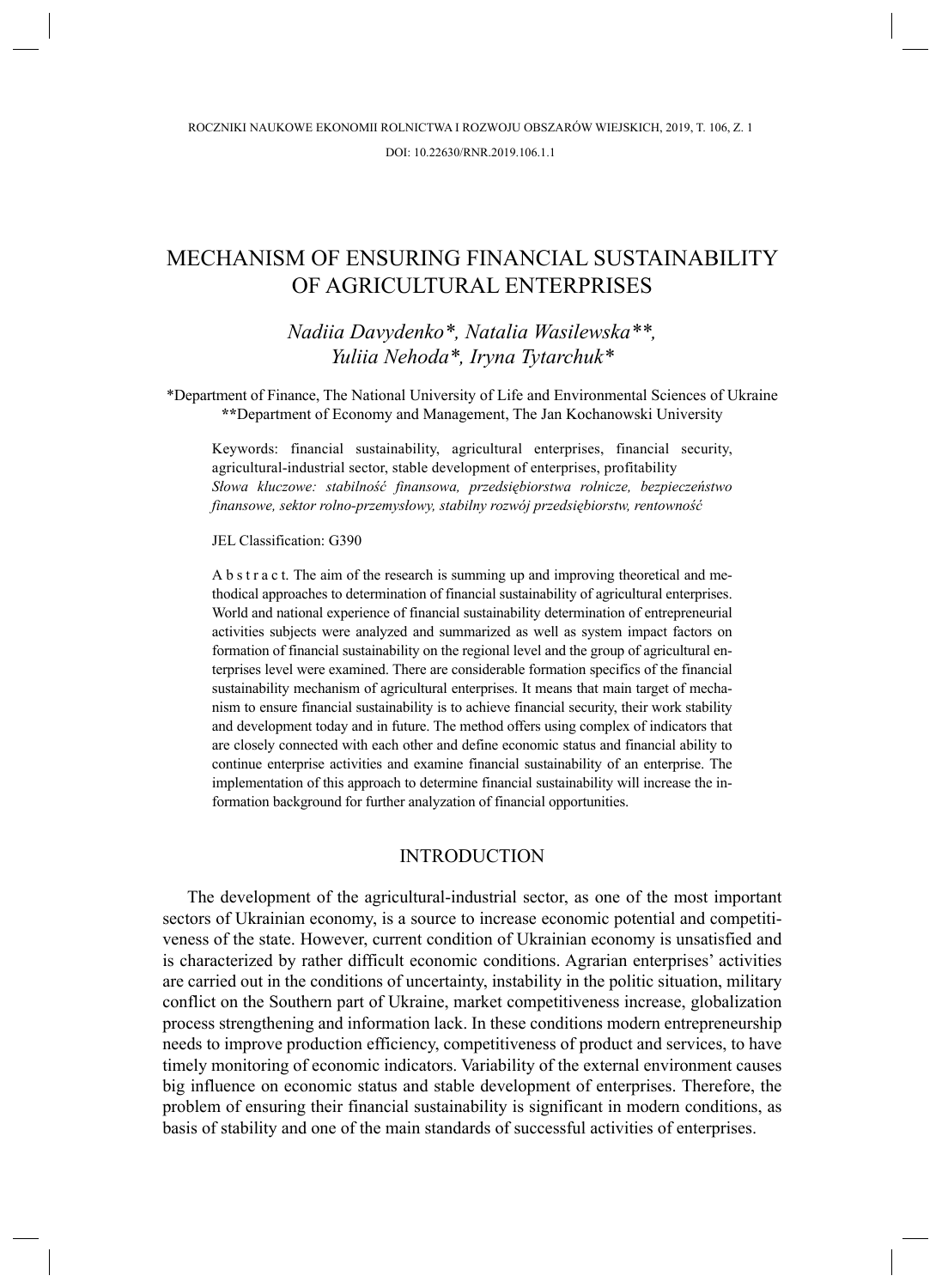ROCZNIKI NAUKOWE EKONOMII ROLNICTWA I ROZWOJU OBSZARÓW WIEJSKICH, 2019, T. 106, Z. 1

DOI: 10.22630/RNR.2019.106.1.1

# MECHANISM OF ENSURING FINANCIAL SUSTAINABILITY OF AGRICULTURAL ENTERPRISES

*Nadiia Davydenko\*, Natalia Wasilewska\*\*, Yuliia Nehoda\*, Iryna Tytarchuk\**

\*Department of Finance, The National University of Life and Environmental Sciences of Ukraine
\*\*Department of Economy and Management, The Jan Kochanowski University

Keywords: financial sustainability, agricultural enterprises, financial security, agricultural-industrial sector, stable development of enterprises, profitability
*Słowa kluczowe: stabilność finansowa, przedsiębiorstwa rolnicze, bezpieczeństwo finansowe, sektor rolno-przemysłowy, stabilny rozwój przedsiębiorstw, rentowność*

JEL Classification: G390

A b s t r a c t. The aim of the research is summing up and improving theoretical and methodical approaches to determination of financial sustainability of agricultural enterprises. World and national experience of financial sustainability determination of entrepreneurial activities subjects were analyzed and summarized as well as system impact factors on formation of financial sustainability on the regional level and the group of agricultural enterprises level were examined. There are considerable formation specifics of the financial sustainability mechanism of agricultural enterprises. It means that main target of mechanism to ensure financial sustainability is to achieve financial security, their work stability and development today and in future. The method offers using complex of indicators that are closely connected with each other and define economic status and financial ability to continue enterprise activities and examine financial sustainability of an enterprise. The implementation of this approach to determine financial sustainability will increase the information background for further analyzation of financial opportunities.

## INTRODUCTION

The development of the agricultural-industrial sector, as one of the most important sectors of Ukrainian economy, is a source to increase economic potential and competitiveness of the state. However, current condition of Ukrainian economy is unsatisfied and is characterized by rather difficult economic conditions. Agrarian enterprises' activities are carried out in the conditions of uncertainty, instability in the politic situation, military conflict on the Southern part of Ukraine, market competitiveness increase, globalization process strengthening and information lack. In these conditions modern entrepreneurship needs to improve production efficiency, competitiveness of product and services, to have timely monitoring of economic indicators. Variability of the external environment causes big influence on economic status and stable development of enterprises. Therefore, the problem of ensuring their financial sustainability is significant in modern conditions, as basis of stability and one of the main standards of successful activities of enterprises.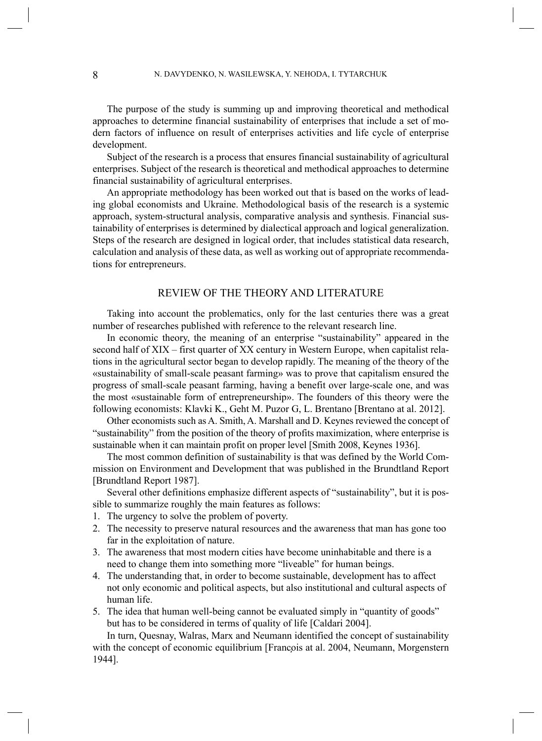The purpose of the study is summing up and improving theoretical and methodical approaches to determine financial sustainability of enterprises that include a set of modern factors of influence on result of enterprises activities and life cycle of enterprise development.

Subject of the research is a process that ensures financial sustainability of agricultural enterprises. Subject of the research is theoretical and methodical approaches to determine financial sustainability of agricultural enterprises.

An appropriate methodology has been worked out that is based on the works of leading global economists and Ukraine. Methodological basis of the research is a systemic approach, system-structural analysis, comparative analysis and synthesis. Financial sustainability of enterprises is determined by dialectical approach and logical generalization. Steps of the research are designed in logical order, that includes statistical data research, calculation and analysis of these data, as well as working out of appropriate recommendations for entrepreneurs.

## REVIEW OF THE THEORY AND LITERATURE

Taking into account the problematics, only for the last centuries there was a great number of researches published with reference to the relevant research line.

In economic theory, the meaning of an enterprise "sustainability" appeared in the second half of XIX – first quarter of XX century in Western Europe, when capitalist relations in the agricultural sector began to develop rapidly. The meaning of the theory of the «sustainability of small-scale peasant farming» was to prove that capitalism ensured the progress of small-scale peasant farming, having a benefit over large-scale one, and was the most «sustainable form of entrepreneurship». The founders of this theory were the following economists: Klavki K., Geht M. Puzor G, L. Brentano [Brentano at al. 2012].

Other economists such as A. Smith, A. Marshall and D. Keynes reviewed the concept of "sustainability" from the position of the theory of profits maximization, where enterprise is sustainable when it can maintain profit on proper level [Smith 2008, Keynes 1936].

The most common definition of sustainability is that was defined by the World Commission on Environment and Development that was published in the Brundtland Report [Brundtland Report 1987].

Several other definitions emphasize different aspects of "sustainability", but it is possible to summarize roughly the main features as follows:

1. The urgency to solve the problem of poverty.
2. The necessity to preserve natural resources and the awareness that man has gone too far in the exploitation of nature.
3. The awareness that most modern cities have become uninhabitable and there is a need to change them into something more "liveable" for human beings.
4. The understanding that, in order to become sustainable, development has to affect not only economic and political aspects, but also institutional and cultural aspects of human life.
5. The idea that human well-being cannot be evaluated simply in "quantity of goods" but has to be considered in terms of quality of life [Caldari 2004].

In turn, Quesnay, Walras, Marx and Neumann identified the concept of sustainability with the concept of economic equilibrium [François at al. 2004, Neumann, Morgenstern 1944].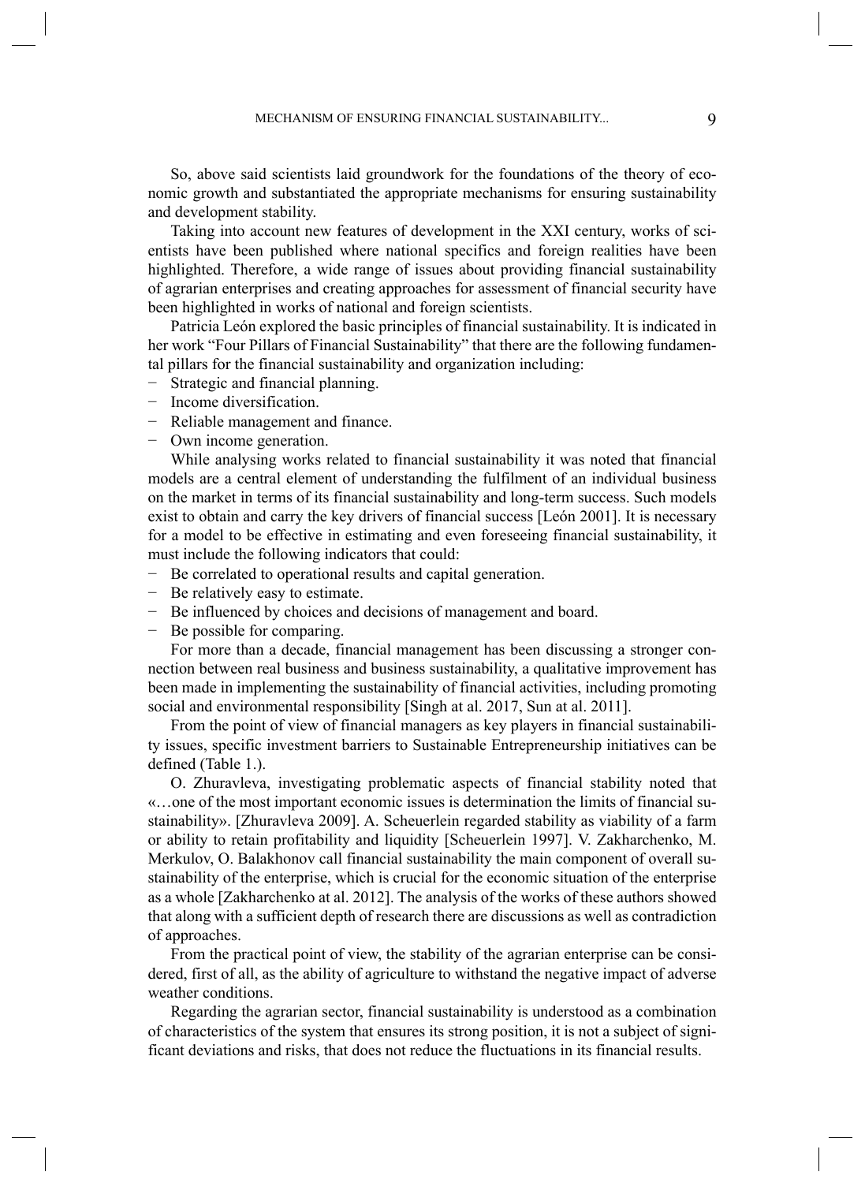So, above said scientists laid groundwork for the foundations of the theory of economic growth and substantiated the appropriate mechanisms for ensuring sustainability and development stability.

Taking into account new features of development in the XXI century, works of scientists have been published where national specifics and foreign realities have been highlighted. Therefore, a wide range of issues about providing financial sustainability of agrarian enterprises and creating approaches for assessment of financial security have been highlighted in works of national and foreign scientists.

Patricia León explored the basic principles of financial sustainability. It is indicated in her work "Four Pillars of Financial Sustainability" that there are the following fundamental pillars for the financial sustainability and organization including:

- Strategic and financial planning.
- Income diversification.
- Reliable management and finance.
- Own income generation.

While analysing works related to financial sustainability it was noted that financial models are a central element of understanding the fulfilment of an individual business on the market in terms of its financial sustainability and long-term success. Such models exist to obtain and carry the key drivers of financial success [León 2001]. It is necessary for a model to be effective in estimating and even foreseeing financial sustainability, it must include the following indicators that could:

- Be correlated to operational results and capital generation.
- Be relatively easy to estimate.
- Be influenced by choices and decisions of management and board.
- Be possible for comparing.

For more than a decade, financial management has been discussing a stronger connection between real business and business sustainability, a qualitative improvement has been made in implementing the sustainability of financial activities, including promoting social and environmental responsibility [Singh at al. 2017, Sun at al. 2011].

From the point of view of financial managers as key players in financial sustainability issues, specific investment barriers to Sustainable Entrepreneurship initiatives can be defined (Table 1.).

O. Zhuravleva, investigating problematic aspects of financial stability noted that «…one of the most important economic issues is determination the limits of financial sustainability». [Zhuravleva 2009]. A. Scheuerlein regarded stability as viability of a farm or ability to retain profitability and liquidity [Scheuerlein 1997]. V. Zakharchenko, M. Merkulov, O. Balakhonov call financial sustainability the main component of overall sustainability of the enterprise, which is crucial for the economic situation of the enterprise as a whole [Zakharchenko at al. 2012]. The analysis of the works of these authors showed that along with a sufficient depth of research there are discussions as well as contradiction of approaches.

From the practical point of view, the stability of the agrarian enterprise can be considered, first of all, as the ability of agriculture to withstand the negative impact of adverse weather conditions.

Regarding the agrarian sector, financial sustainability is understood as a combination of characteristics of the system that ensures its strong position, it is not a subject of significant deviations and risks, that does not reduce the fluctuations in its financial results.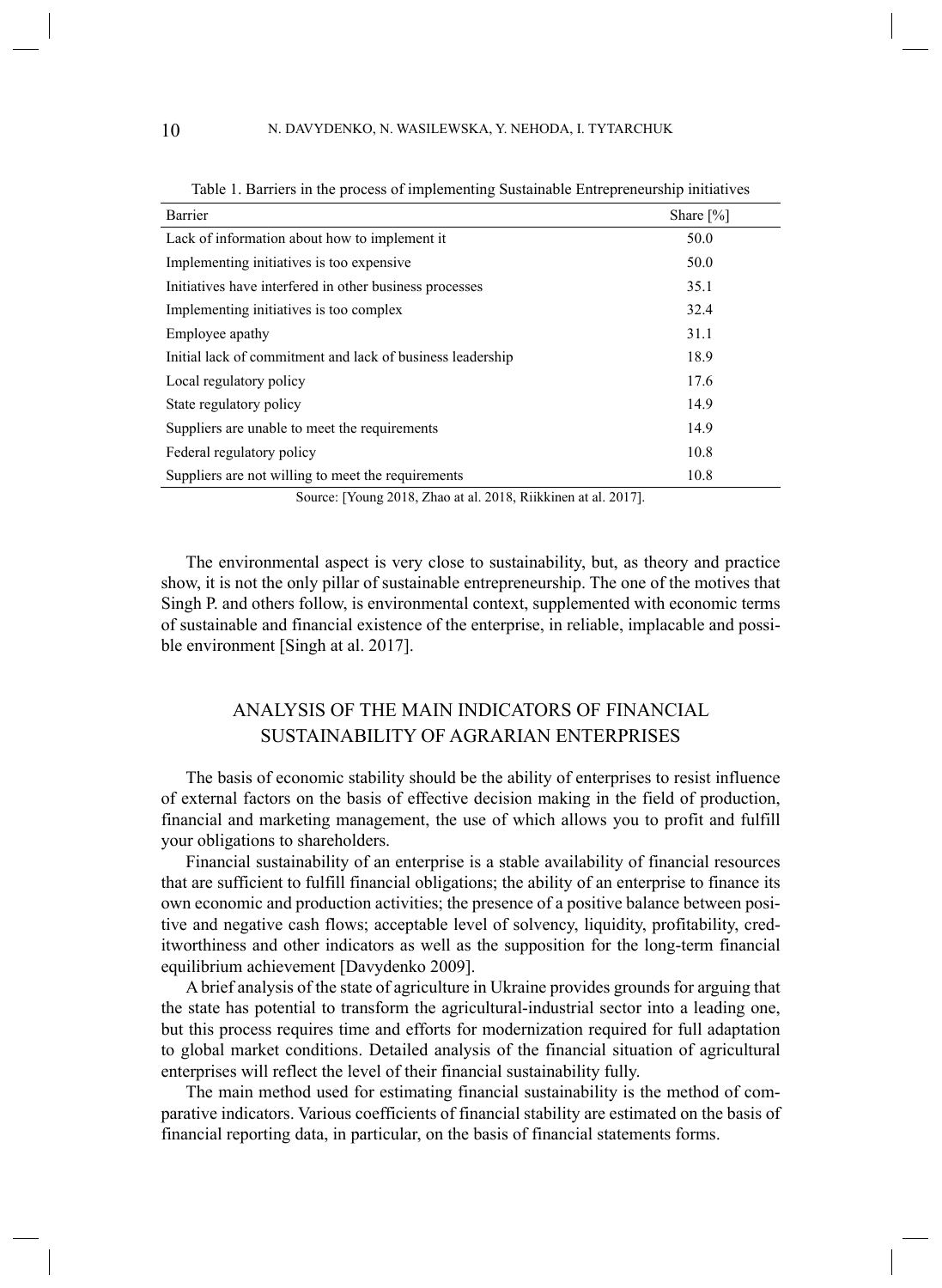Table 1. Barriers in the process of implementing Sustainable Entrepreneurship initiatives

| Barrier | Share [%] |
|---|---|
| Lack of information about how to implement it | 50.0 |
| Implementing initiatives is too expensive | 50.0 |
| Initiatives have interfered in other business processes | 35.1 |
| Implementing initiatives is too complex | 32.4 |
| Employee apathy | 31.1 |
| Initial lack of commitment and lack of business leadership | 18.9 |
| Local regulatory policy | 17.6 |
| State regulatory policy | 14.9 |
| Suppliers are unable to meet the requirements | 14.9 |
| Federal regulatory policy | 10.8 |
| Suppliers are not willing to meet the requirements | 10.8 |

Source: [Young 2018, Zhao at al. 2018, Riikkinen at al. 2017].

The environmental aspect is very close to sustainability, but, as theory and practice show, it is not the only pillar of sustainable entrepreneurship. The one of the motives that Singh P. and others follow, is environmental context, supplemented with economic terms of sustainable and financial existence of the enterprise, in reliable, implacable and possible environment [Singh at al. 2017].

## ANALYSIS OF THE MAIN INDICATORS OF FINANCIAL SUSTAINABILITY OF AGRARIAN ENTERPRISES

The basis of economic stability should be the ability of enterprises to resist influence of external factors on the basis of effective decision making in the field of production, financial and marketing management, the use of which allows you to profit and fulfill your obligations to shareholders.

Financial sustainability of an enterprise is a stable availability of financial resources that are sufficient to fulfill financial obligations; the ability of an enterprise to finance its own economic and production activities; the presence of a positive balance between positive and negative cash flows; acceptable level of solvency, liquidity, profitability, creditworthiness and other indicators as well as the supposition for the long-term financial equilibrium achievement [Davydenko 2009].

A brief analysis of the state of agriculture in Ukraine provides grounds for arguing that the state has potential to transform the agricultural-industrial sector into a leading one, but this process requires time and efforts for modernization required for full adaptation to global market conditions. Detailed analysis of the financial situation of agricultural enterprises will reflect the level of their financial sustainability fully.

The main method used for estimating financial sustainability is the method of comparative indicators. Various coefficients of financial stability are estimated on the basis of financial reporting data, in particular, on the basis of financial statements forms.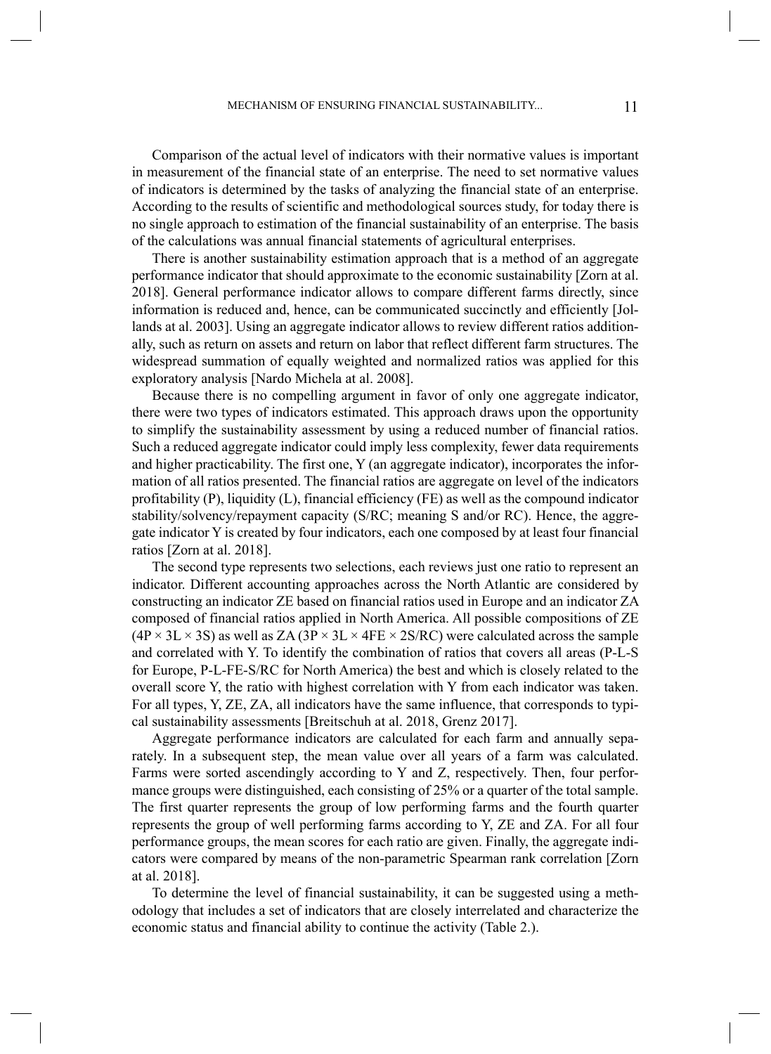Comparison of the actual level of indicators with their normative values is important in measurement of the financial state of an enterprise. The need to set normative values of indicators is determined by the tasks of analyzing the financial state of an enterprise. According to the results of scientific and methodological sources study, for today there is no single approach to estimation of the financial sustainability of an enterprise. The basis of the calculations was annual financial statements of agricultural enterprises.

There is another sustainability estimation approach that is a method of an aggregate performance indicator that should approximate to the economic sustainability [Zorn at al. 2018]. General performance indicator allows to compare different farms directly, since information is reduced and, hence, can be communicated succinctly and efficiently [Jollands at al. 2003]. Using an aggregate indicator allows to review different ratios additionally, such as return on assets and return on labor that reflect different farm structures. The widespread summation of equally weighted and normalized ratios was applied for this exploratory analysis [Nardo Michela at al. 2008].

Because there is no compelling argument in favor of only one aggregate indicator, there were two types of indicators estimated. This approach draws upon the opportunity to simplify the sustainability assessment by using a reduced number of financial ratios. Such a reduced aggregate indicator could imply less complexity, fewer data requirements and higher practicability. The first one, Y (an aggregate indicator), incorporates the information of all ratios presented. The financial ratios are aggregate on level of the indicators profitability (P), liquidity (L), financial efficiency (FE) as well as the compound indicator stability/solvency/repayment capacity (S/RC; meaning S and/or RC). Hence, the aggregate indicator Y is created by four indicators, each one composed by at least four financial ratios [Zorn at al. 2018].

The second type represents two selections, each reviews just one ratio to represent an indicator. Different accounting approaches across the North Atlantic are considered by constructing an indicator ZE based on financial ratios used in Europe and an indicator ZA composed of financial ratios applied in North America. All possible compositions of ZE ($4P \times 3L \times 3S$) as well as ZA ($3P \times 3L \times 4FE \times 2S/RC$) were calculated across the sample and correlated with Y. To identify the combination of ratios that covers all areas (P-L-S for Europe, P-L-FE-S/RC for North America) the best and which is closely related to the overall score Y, the ratio with highest correlation with Y from each indicator was taken. For all types, Y, ZE, ZA, all indicators have the same influence, that corresponds to typical sustainability assessments [Breitschuh at al. 2018, Grenz 2017].

Aggregate performance indicators are calculated for each farm and annually separately. In a subsequent step, the mean value over all years of a farm was calculated. Farms were sorted ascendingly according to Y and Z, respectively. Then, four performance groups were distinguished, each consisting of 25% or a quarter of the total sample. The first quarter represents the group of low performing farms and the fourth quarter represents the group of well performing farms according to Y, ZE and ZA. For all four performance groups, the mean scores for each ratio are given. Finally, the aggregate indicators were compared by means of the non-parametric Spearman rank correlation [Zorn at al. 2018].

To determine the level of financial sustainability, it can be suggested using a methodology that includes a set of indicators that are closely interrelated and characterize the economic status and financial ability to continue the activity (Table 2.).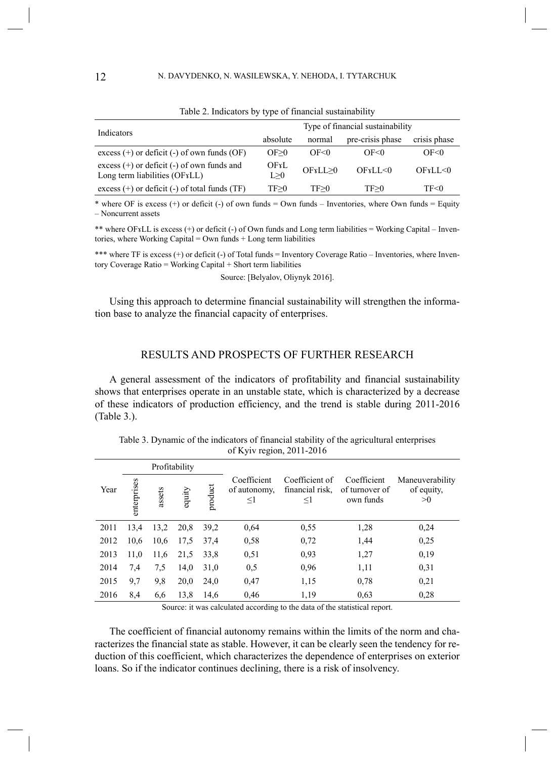Table 2. Indicators by type of financial sustainability

| Indicators | Type of financial sustainability | | | |
|---|---|---|---|---|
| | absolute | normal | pre-crisis phase | crisis phase |
| excess (+) or deficit (-) of own funds (OF) | OF≥0 | OF<0 | OF<0 | OF<0 |
| excess (+) or deficit (-) of own funds and Long term liabilities (OFɣLL) | OFɣLL≥0 | OFɣLL≥0 | OFɣLL<0 | OFɣLL<0 |
| excess (+) or deficit (-) of total funds (TF) | TF≥0 | TF≥0 | TF≥0 | TF<0 |

* where OF is excess (+) or deficit (-) of own funds = Own funds – Inventories, where Own funds = Equity – Noncurrent assets

** where OFɣLL is excess (+) or deficit (-) of Own funds and Long term liabilities = Working Capital – Inventories, where Working Capital = Own funds + Long term liabilities

*** where TF is excess (+) or deficit (-) of Total funds = Inventory Coverage Ratio – Inventories, where Inventory Coverage Ratio = Working Capital + Short term liabilities

Source: [Belyalov, Oliynyk 2016].

Using this approach to determine financial sustainability will strengthen the information base to analyze the financial capacity of enterprises.

## RESULTS AND PROSPECTS OF FURTHER RESEARCH

A general assessment of the indicators of profitability and financial sustainability shows that enterprises operate in an unstable state, which is characterized by a decrease of these indicators of production efficiency, and the trend is stable during 2011-2016 (Table 3.).

Table 3. Dynamic of the indicators of financial stability of the agricultural enterprises of Kyiv region, 2011-2016

| Year | Profitability | | | | Coefficient of autonomy, ≤1 | Coefficient of financial risk, ≤1 | Coefficient of turnover of own funds | Maneuverability of equity, >0 |
|---|---|---|---|---|---|---|---|---|
| | enterprises | assets | equity | product | | | | |
| 2011 | 13,4 | 13,2 | 20,8 | 39,2 | 0,64 | 0,55 | 1,28 | 0,24 |
| 2012 | 10,6 | 10,6 | 17,5 | 37,4 | 0,58 | 0,72 | 1,44 | 0,25 |
| 2013 | 11,0 | 11,6 | 21,5 | 33,8 | 0,51 | 0,93 | 1,27 | 0,19 |
| 2014 | 7,4 | 7,5 | 14,0 | 31,0 | 0,5 | 0,96 | 1,11 | 0,31 |
| 2015 | 9,7 | 9,8 | 20,0 | 24,0 | 0,47 | 1,15 | 0,78 | 0,21 |
| 2016 | 8,4 | 6,6 | 13,8 | 14,6 | 0,46 | 1,19 | 0,63 | 0,28 |

Source: it was calculated according to the data of the statistical report.

The coefficient of financial autonomy remains within the limits of the norm and characterizes the financial state as stable. However, it can be clearly seen the tendency for reduction of this coefficient, which characterizes the dependence of enterprises on exterior loans. So if the indicator continues declining, there is a risk of insolvency.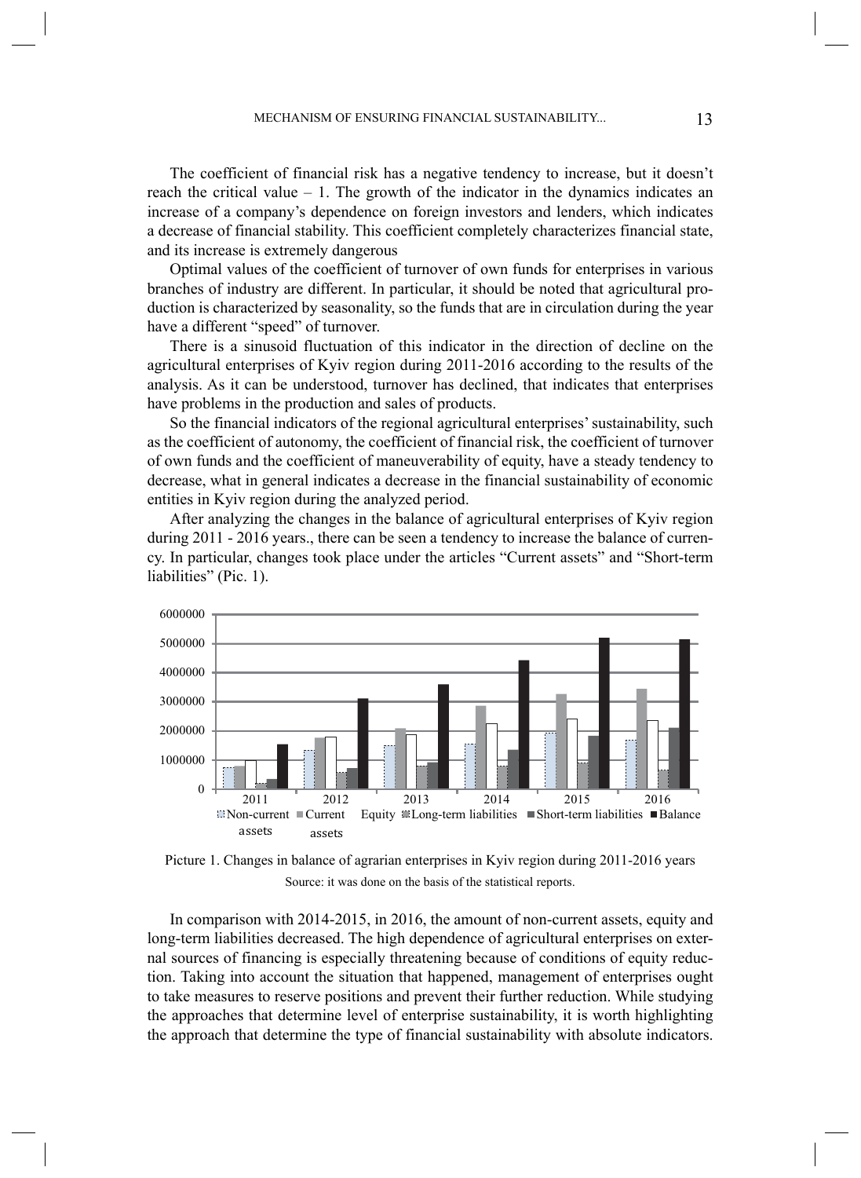The coefficient of financial risk has a negative tendency to increase, but it doesn't reach the critical value – 1. The growth of the indicator in the dynamics indicates an increase of a company's dependence on foreign investors and lenders, which indicates a decrease of financial stability. This coefficient completely characterizes financial state, and its increase is extremely dangerous

Optimal values of the coefficient of turnover of own funds for enterprises in various branches of industry are different. In particular, it should be noted that agricultural production is characterized by seasonality, so the funds that are in circulation during the year have a different "speed" of turnover.

There is a sinusoid fluctuation of this indicator in the direction of decline on the agricultural enterprises of Kyiv region during 2011-2016 according to the results of the analysis. As it can be understood, turnover has declined, that indicates that enterprises have problems in the production and sales of products.

So the financial indicators of the regional agricultural enterprises' sustainability, such as the coefficient of autonomy, the coefficient of financial risk, the coefficient of turnover of own funds and the coefficient of maneuverability of equity, have a steady tendency to decrease, what in general indicates a decrease in the financial sustainability of economic entities in Kyiv region during the analyzed period.

After analyzing the changes in the balance of agricultural enterprises of Kyiv region during 2011 - 2016 years., there can be seen a tendency to increase the balance of currency. In particular, changes took place under the articles "Current assets" and "Short-term liabilities" (Pic. 1).

Picture 1. Changes in balance of agrarian enterprises in Kyiv region during 2011-2016 years

Source: it was done on the basis of the statistical reports.

In comparison with 2014-2015, in 2016, the amount of non-current assets, equity and long-term liabilities decreased. The high dependence of agricultural enterprises on external sources of financing is especially threatening because of conditions of equity reduction. Taking into account the situation that happened, management of enterprises ought to take measures to reserve positions and prevent their further reduction. While studying the approaches that determine level of enterprise sustainability, it is worth highlighting the approach that determine the type of financial sustainability with absolute indicators.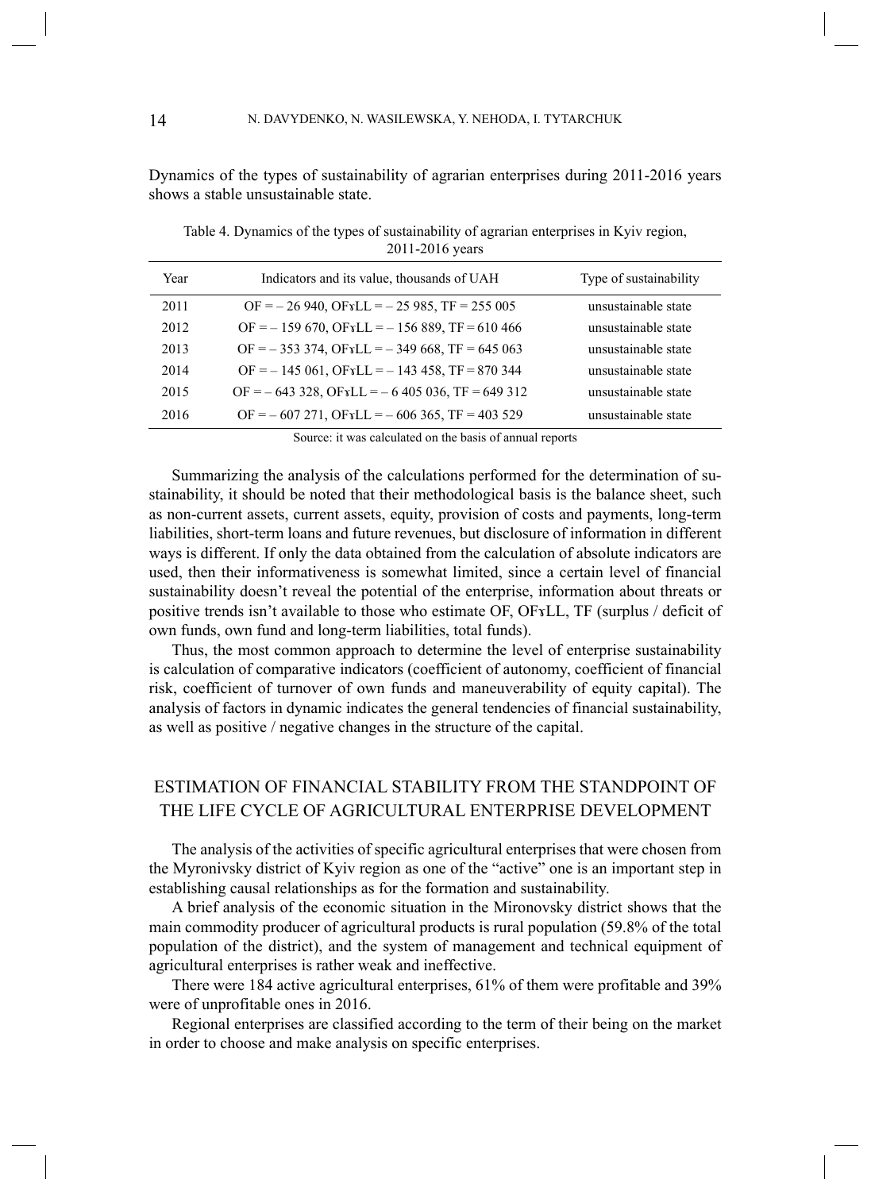Dynamics of the types of sustainability of agrarian enterprises during 2011-2016 years shows a stable unsustainable state.

Table 4. Dynamics of the types of sustainability of agrarian enterprises in Kyiv region, 2011-2016 years

| Year | Indicators and its value, thousands of UAH | Type of sustainability |
|---|---|---|
| 2011 | OF = – 26 940, OFɤLL = – 25 985, TF = 255 005 | unsustainable state |
| 2012 | OF = – 159 670, OFɤLL = – 156 889, TF = 610 466 | unsustainable state |
| 2013 | OF = – 353 374, OFɤLL = – 349 668, TF = 645 063 | unsustainable state |
| 2014 | OF = – 145 061, OFɤLL = – 143 458, TF = 870 344 | unsustainable state |
| 2015 | OF = – 643 328, OFɤLL = – 6 405 036, TF = 649 312 | unsustainable state |
| 2016 | OF = – 607 271, OFɤLL = – 606 365, TF = 403 529 | unsustainable state |

Source: it was calculated on the basis of annual reports

Summarizing the analysis of the calculations performed for the determination of sustainability, it should be noted that their methodological basis is the balance sheet, such as non-current assets, current assets, equity, provision of costs and payments, long-term liabilities, short-term loans and future revenues, but disclosure of information in different ways is different. If only the data obtained from the calculation of absolute indicators are used, then their informativeness is somewhat limited, since a certain level of financial sustainability doesn't reveal the potential of the enterprise, information about threats or positive trends isn't available to those who estimate OF, OFɤLL, TF (surplus / deficit of own funds, own fund and long-term liabilities, total funds).

Thus, the most common approach to determine the level of enterprise sustainability is calculation of comparative indicators (coefficient of autonomy, coefficient of financial risk, coefficient of turnover of own funds and maneuverability of equity capital). The analysis of factors in dynamic indicates the general tendencies of financial sustainability, as well as positive / negative changes in the structure of the capital.

## ESTIMATION OF FINANCIAL STABILITY FROM THE STANDPOINT OF THE LIFE CYCLE OF AGRICULTURAL ENTERPRISE DEVELOPMENT

The analysis of the activities of specific agricultural enterprises that were chosen from the Myronivsky district of Kyiv region as one of the "active" one is an important step in establishing causal relationships as for the formation and sustainability.

A brief analysis of the economic situation in the Mironovsky district shows that the main commodity producer of agricultural products is rural population (59.8% of the total population of the district), and the system of management and technical equipment of agricultural enterprises is rather weak and ineffective.

There were 184 active agricultural enterprises, 61% of them were profitable and 39% were of unprofitable ones in 2016.

Regional enterprises are classified according to the term of their being on the market in order to choose and make analysis on specific enterprises.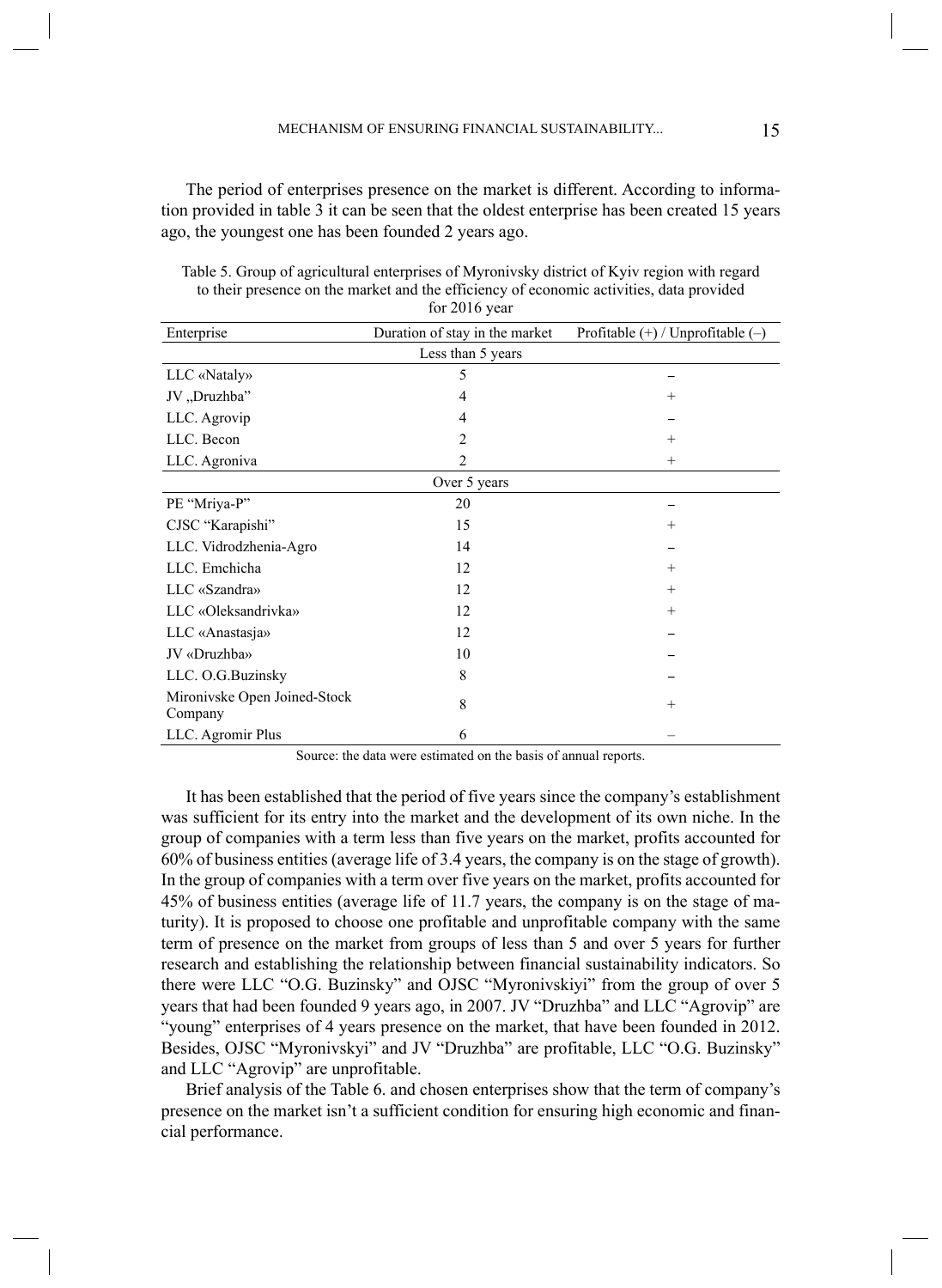The period of enterprises presence on the market is different. According to information provided in table 3 it can be seen that the oldest enterprise has been created 15 years ago, the youngest one has been founded 2 years ago.

Table 5. Group of agricultural enterprises of Myronivsky district of Kyiv region with regard to their presence on the market and the efficiency of economic activities, data provided for 2016 year

| Enterprise | Duration of stay in the market | Profitable (+) / Unprofitable (–) |
|---|---|---|
| | Less than 5 years | |
| LLC «Nataly» | 5 | – |
| JV „Druzhba" | 4 | + |
| LLC. Agrovip | 4 | – |
| LLC. Becon | 2 | + |
| LLC. Agroniva | 2 | + |
| | Over 5 years | |
| PE "Mriya-P" | 20 | – |
| CJSC "Karapishi" | 15 | + |
| LLC. Vidrodzhenia-Agro | 14 | – |
| LLC. Emchicha | 12 | + |
| LLC «Szandra» | 12 | + |
| LLC «Oleksandrivka» | 12 | + |
| LLC «Anastasja» | 12 | – |
| JV «Druzhba» | 10 | – |
| LLC. O.G.Buzinsky | 8 | – |
| Mironivske Open Joined-Stock Company | 8 | + |
| LLC. Agromir Plus | 6 | – |

Source: the data were estimated on the basis of annual reports.

It has been established that the period of five years since the company's establishment was sufficient for its entry into the market and the development of its own niche. In the group of companies with a term less than five years on the market, profits accounted for 60% of business entities (average life of 3.4 years, the company is on the stage of growth). In the group of companies with a term over five years on the market, profits accounted for 45% of business entities (average life of 11.7 years, the company is on the stage of maturity). It is proposed to choose one profitable and unprofitable company with the same term of presence on the market from groups of less than 5 and over 5 years for further research and establishing the relationship between financial sustainability indicators. So there were LLC "O.G. Buzinsky" and OJSC "Myronivskiyi" from the group of over 5 years that had been founded 9 years ago, in 2007. JV "Druzhba" and LLC "Agrovip" are "young" enterprises of 4 years presence on the market, that have been founded in 2012. Besides, OJSC "Myronivskyi" and JV "Druzhba" are profitable, LLC "O.G. Buzinsky" and LLC "Agrovip" are unprofitable.

Brief analysis of the Table 6. and chosen enterprises show that the term of company's presence on the market isn't a sufficient condition for ensuring high economic and financial performance.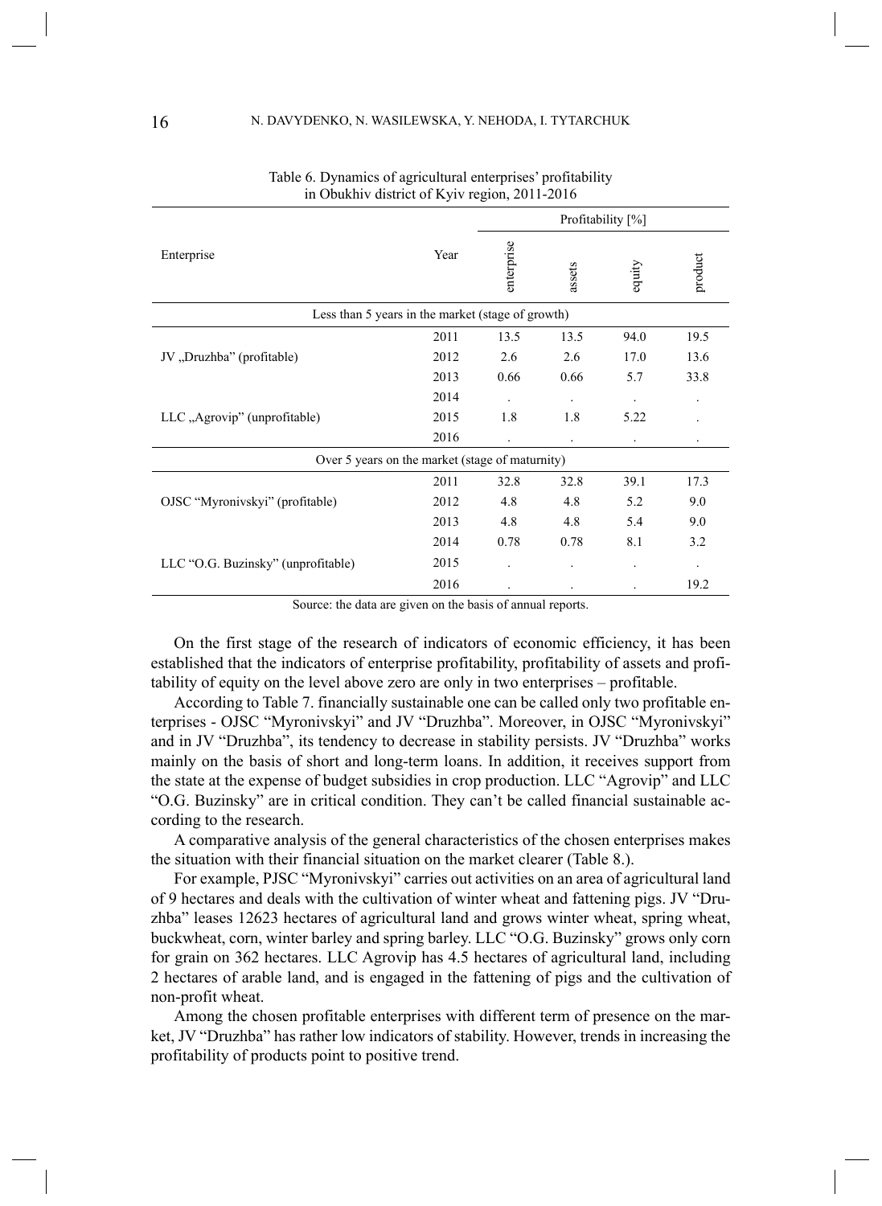Table 6. Dynamics of agricultural enterprises' profitability in Obukhiv district of Kyiv region, 2011-2016

| Enterprise | Year | Profitability [%] | | | |
|---|---|---|---|---|---|
| | | enterprise | assets | equity | product |
| Less than 5 years in the market (stage of growth) | | | | | |
| JV „Druzhba" (profitable) | 2011 | 13.5 | 13.5 | 94.0 | 19.5 |
| | 2012 | 2.6 | 2.6 | 17.0 | 13.6 |
| | 2013 | 0.66 | 0.66 | 5.7 | 33.8 |
| LLC „Agrovip" (unprofitable) | 2014 | . | . | . | . |
| | 2015 | 1.8 | 1.8 | 5.22 | . |
| | 2016 | . | . | . | . |
| Over 5 years on the market (stage of maturity) | | | | | |
| OJSC "Myronivskyi" (profitable) | 2011 | 32.8 | 32.8 | 39.1 | 17.3 |
| | 2012 | 4.8 | 4.8 | 5.2 | 9.0 |
| | 2013 | 4.8 | 4.8 | 5.4 | 9.0 |
| LLC "O.G. Buzinsky" (unprofitable) | 2014 | 0.78 | 0.78 | 8.1 | 3.2 |
| | 2015 | . | . | . | . |
| | 2016 | . | . | . | 19.2 |

Source: the data are given on the basis of annual reports.

On the first stage of the research of indicators of economic efficiency, it has been established that the indicators of enterprise profitability, profitability of assets and profitability of equity on the level above zero are only in two enterprises – profitable.

According to Table 7. financially sustainable one can be called only two profitable enterprises - OJSC "Myronivskyi" and JV "Druzhba". Moreover, in OJSC "Myronivskyi" and in JV "Druzhba", its tendency to decrease in stability persists. JV "Druzhba" works mainly on the basis of short and long-term loans. In addition, it receives support from the state at the expense of budget subsidies in crop production. LLC "Agrovip" and LLC "O.G. Buzinsky" are in critical condition. They can't be called financial sustainable according to the research.

A comparative analysis of the general characteristics of the chosen enterprises makes the situation with their financial situation on the market clearer (Table 8.).

For example, PJSC "Myronivskyi" carries out activities on an area of agricultural land of 9 hectares and deals with the cultivation of winter wheat and fattening pigs. JV "Druzhba" leases 12623 hectares of agricultural land and grows winter wheat, spring wheat, buckwheat, corn, winter barley and spring barley. LLC "O.G. Buzinsky" grows only corn for grain on 362 hectares. LLC Agrovip has 4.5 hectares of agricultural land, including 2 hectares of arable land, and is engaged in the fattening of pigs and the cultivation of non-profit wheat.

Among the chosen profitable enterprises with different term of presence on the market, JV "Druzhba" has rather low indicators of stability. However, trends in increasing the profitability of products point to positive trend.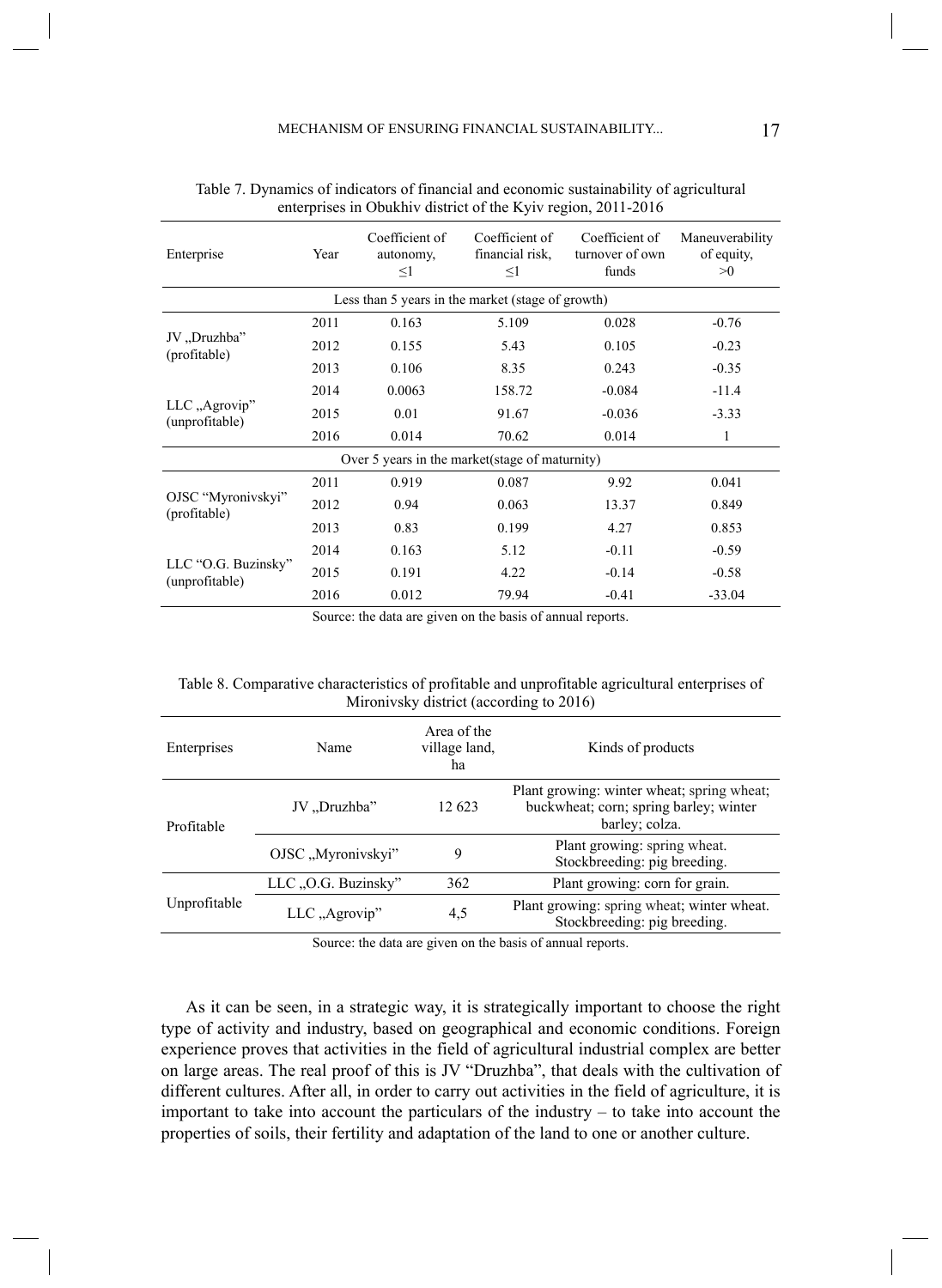Table 7. Dynamics of indicators of financial and economic sustainability of agricultural enterprises in Obukhiv district of the Kyiv region, 2011-2016

| Enterprise | Year | Coefficient of autonomy, ≤1 | Coefficient of financial risk, ≤1 | Coefficient of turnover of own funds | Maneuverability of equity, >0 |
|---|---|---|---|---|---|
| Less than 5 years in the market (stage of growth) | | | | | |
| JV „Druzhba" (profitable) | 2011 | 0.163 | 5.109 | 0.028 | -0.76 |
| | 2012 | 0.155 | 5.43 | 0.105 | -0.23 |
| | 2013 | 0.106 | 8.35 | 0.243 | -0.35 |
| LLC „Agrovip" (unprofitable) | 2014 | 0.0063 | 158.72 | -0.084 | -11.4 |
| | 2015 | 0.01 | 91.67 | -0.036 | -3.33 |
| | 2016 | 0.014 | 70.62 | 0.014 | 1 |
| Over 5 years in the market(stage of maturity) | | | | | |
| OJSC "Myronivskyi" (profitable) | 2011 | 0.919 | 0.087 | 9.92 | 0.041 |
| | 2012 | 0.94 | 0.063 | 13.37 | 0.849 |
| | 2013 | 0.83 | 0.199 | 4.27 | 0.853 |
| LLC "O.G. Buzinsky" (unprofitable) | 2014 | 0.163 | 5.12 | -0.11 | -0.59 |
| | 2015 | 0.191 | 4.22 | -0.14 | -0.58 |
| | 2016 | 0.012 | 79.94 | -0.41 | -33.04 |

Source: the data are given on the basis of annual reports.

Table 8. Comparative characteristics of profitable and unprofitable agricultural enterprises of Mironivsky district (according to 2016)

| Enterprises | Name | Area of the village land, ha | Kinds of products |
|---|---|---|---|
| Profitable | JV „Druzhba" | 12 623 | Plant growing: winter wheat; spring wheat; buckwheat; corn; spring barley; winter barley; colza. |
| | OJSC „Myronivskyi" | 9 | Plant growing: spring wheat. Stockbreeding: pig breeding. |
| Unprofitable | LLC „O.G. Buzinsky" | 362 | Plant growing: corn for grain. |
| | LLC „Agrovip" | 4,5 | Plant growing: spring wheat; winter wheat. Stockbreeding: pig breeding. |

Source: the data are given on the basis of annual reports.

As it can be seen, in a strategic way, it is strategically important to choose the right type of activity and industry, based on geographical and economic conditions. Foreign experience proves that activities in the field of agricultural industrial complex are better on large areas. The real proof of this is JV "Druzhba", that deals with the cultivation of different cultures. After all, in order to carry out activities in the field of agriculture, it is important to take into account the particulars of the industry – to take into account the properties of soils, their fertility and adaptation of the land to one or another culture.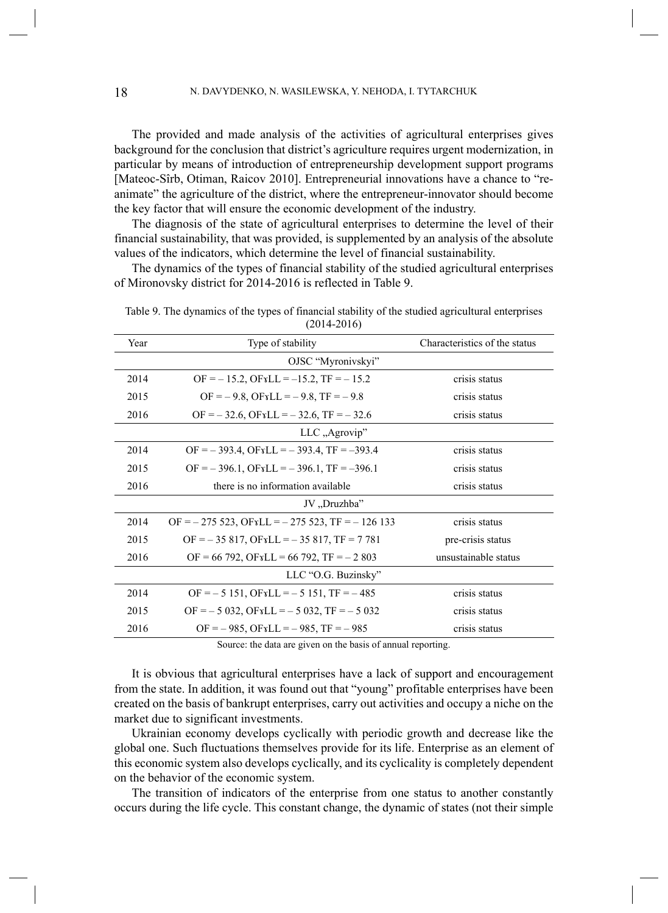The provided and made analysis of the activities of agricultural enterprises gives background for the conclusion that district's agriculture requires urgent modernization, in particular by means of introduction of entrepreneurship development support programs [Mateoc-Sîrb, Otiman, Raicov 2010]. Entrepreneurial innovations have a chance to "re-animate" the agriculture of the district, where the entrepreneur-innovator should become the key factor that will ensure the economic development of the industry.

The diagnosis of the state of agricultural enterprises to determine the level of their financial sustainability, that was provided, is supplemented by an analysis of the absolute values of the indicators, which determine the level of financial sustainability.

The dynamics of the types of financial stability of the studied agricultural enterprises of Mironovsky district for 2014-2016 is reflected in Table 9.

Table 9. The dynamics of the types of financial stability of the studied agricultural enterprises (2014-2016)

| Year | Type of stability | Characteristics of the status |
|---|---|---|
| | OJSC "Myronivskyi" | |
| 2014 | OF = – 15.2, OFɤLL = –15.2, TF = – 15.2 | crisis status |
| 2015 | OF = – 9.8, OFɤLL = – 9.8, TF = – 9.8 | crisis status |
| 2016 | OF = – 32.6, OFɤLL = – 32.6, TF = – 32.6 | crisis status |
| | LLC „Agrovip" | |
| 2014 | OF = – 393.4, OFɤLL = – 393.4, TF = –393.4 | crisis status |
| 2015 | OF = – 396.1, OFɤLL = – 396.1, TF = –396.1 | crisis status |
| 2016 | there is no information available | crisis status |
| | JV „Druzhba" | |
| 2014 | OF = – 275 523, OFɤLL = – 275 523, TF = – 126 133 | crisis status |
| 2015 | OF = – 35 817, OFɤLL = – 35 817, TF = 7 781 | pre-crisis status |
| 2016 | OF = 66 792, OFɤLL = 66 792, TF = – 2 803 | unsustainable status |
| | LLC "O.G. Buzinsky" | |
| 2014 | OF = – 5 151, OFɤLL = – 5 151, TF = – 485 | crisis status |
| 2015 | OF = – 5 032, OFɤLL = – 5 032, TF = – 5 032 | crisis status |
| 2016 | OF = – 985, OFɤLL = – 985, TF = – 985 | crisis status |

Source: the data are given on the basis of annual reporting.

It is obvious that agricultural enterprises have a lack of support and encouragement from the state. In addition, it was found out that "young" profitable enterprises have been created on the basis of bankrupt enterprises, carry out activities and occupy a niche on the market due to significant investments.

Ukrainian economy develops cyclically with periodic growth and decrease like the global one. Such fluctuations themselves provide for its life. Enterprise as an element of this economic system also develops cyclically, and its cyclicality is completely dependent on the behavior of the economic system.

The transition of indicators of the enterprise from one status to another constantly occurs during the life cycle. This constant change, the dynamic of states (not their simple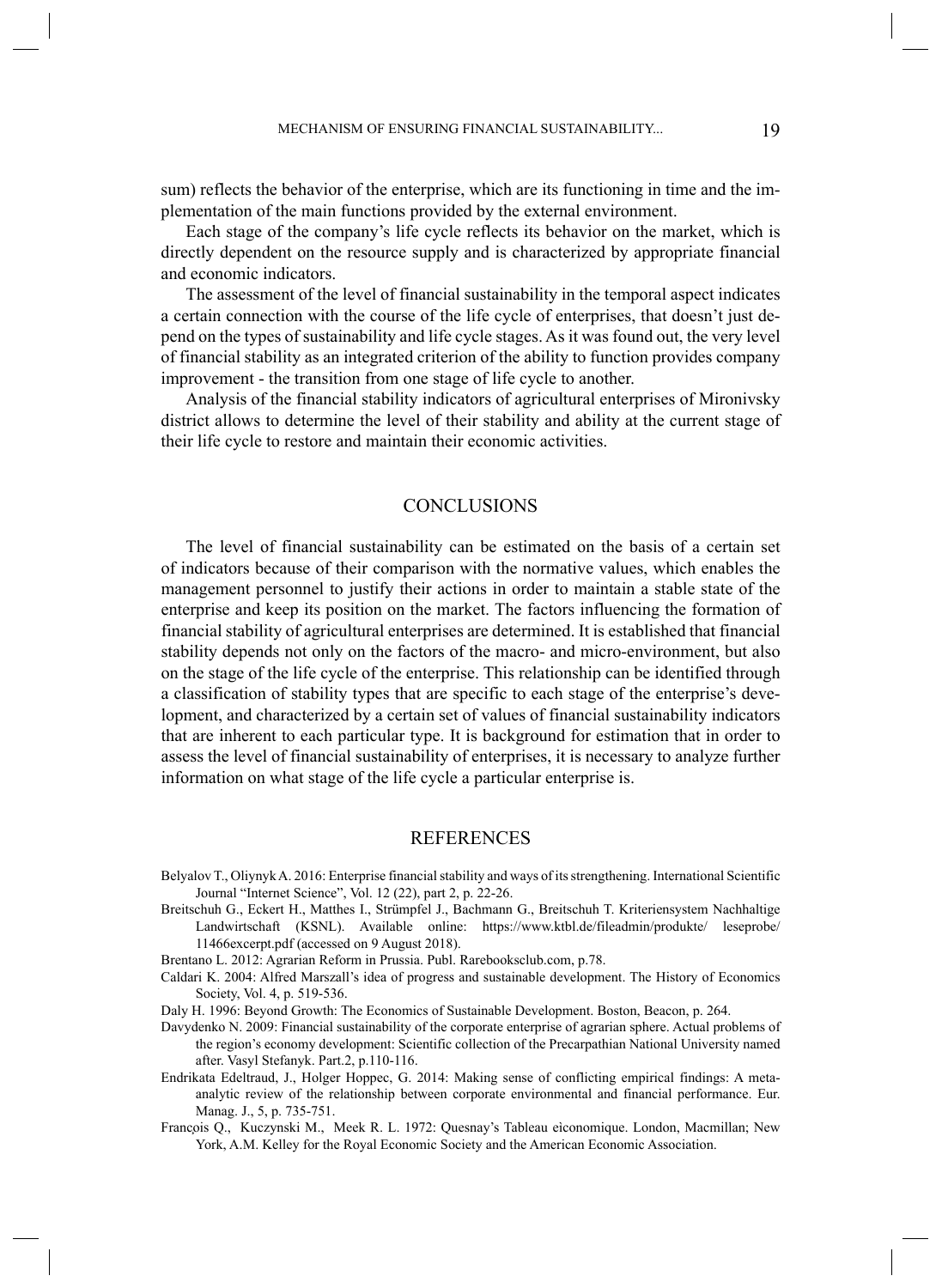sum) reflects the behavior of the enterprise, which are its functioning in time and the implementation of the main functions provided by the external environment.

Each stage of the company's life cycle reflects its behavior on the market, which is directly dependent on the resource supply and is characterized by appropriate financial and economic indicators.

The assessment of the level of financial sustainability in the temporal aspect indicates a certain connection with the course of the life cycle of enterprises, that doesn't just depend on the types of sustainability and life cycle stages. As it was found out, the very level of financial stability as an integrated criterion of the ability to function provides company improvement - the transition from one stage of life cycle to another.

Analysis of the financial stability indicators of agricultural enterprises of Mironivsky district allows to determine the level of their stability and ability at the current stage of their life cycle to restore and maintain their economic activities.

## CONCLUSIONS

The level of financial sustainability can be estimated on the basis of a certain set of indicators because of their comparison with the normative values, which enables the management personnel to justify their actions in order to maintain a stable state of the enterprise and keep its position on the market. The factors influencing the formation of financial stability of agricultural enterprises are determined. It is established that financial stability depends not only on the factors of the macro- and micro-environment, but also on the stage of the life cycle of the enterprise. This relationship can be identified through a classification of stability types that are specific to each stage of the enterprise's development, and characterized by a certain set of values of financial sustainability indicators that are inherent to each particular type. It is background for estimation that in order to assess the level of financial sustainability of enterprises, it is necessary to analyze further information on what stage of the life cycle a particular enterprise is.

## REFERENCES

Belyalov T., Oliynyk A. 2016: Enterprise financial stability and ways of its strengthening. International Scientific Journal "Internet Science", Vol. 12 (22), part 2, p. 22-26.

Breitschuh G., Eckert H., Matthes I., Strümpfel J., Bachmann G., Breitschuh T. Kriteriensystem Nachhaltige Landwirtschaft (KSNL). Available online: https://www.ktbl.de/fileadmin/produkte/ leseprobe/ 11466excerpt.pdf (accessed on 9 August 2018).

Brentano L. 2012: Agrarian Reform in Prussia. Publ. Rarebooksclub.com, p.78.

Caldari K. 2004: Alfred Marszall's idea of progress and sustainable development. The History of Economics Society, Vol. 4, p. 519-536.

Daly H. 1996: Beyond Growth: The Economics of Sustainable Development. Boston, Beacon, p. 264.

Davydenko N. 2009: Financial sustainability of the corporate enterprise of agrarian sphere. Actual problems of the region's economy development: Scientific collection of the Precarpathian National University named after. Vasyl Stefanyk. Part.2, p.110-116.

Endrikata Edeltraud, J., Holger Hoppec, G. 2014: Making sense of conflicting empirical findings: A meta-analytic review of the relationship between corporate environmental and financial performance. Eur. Manag. J., 5, p. 735-751.

Francois Q., Kuczynski M., Meek R. L. 1972: Quesnay's Tableau eiconomique. London, Macmillan; New York, A.M. Kelley for the Royal Economic Society and the American Economic Association.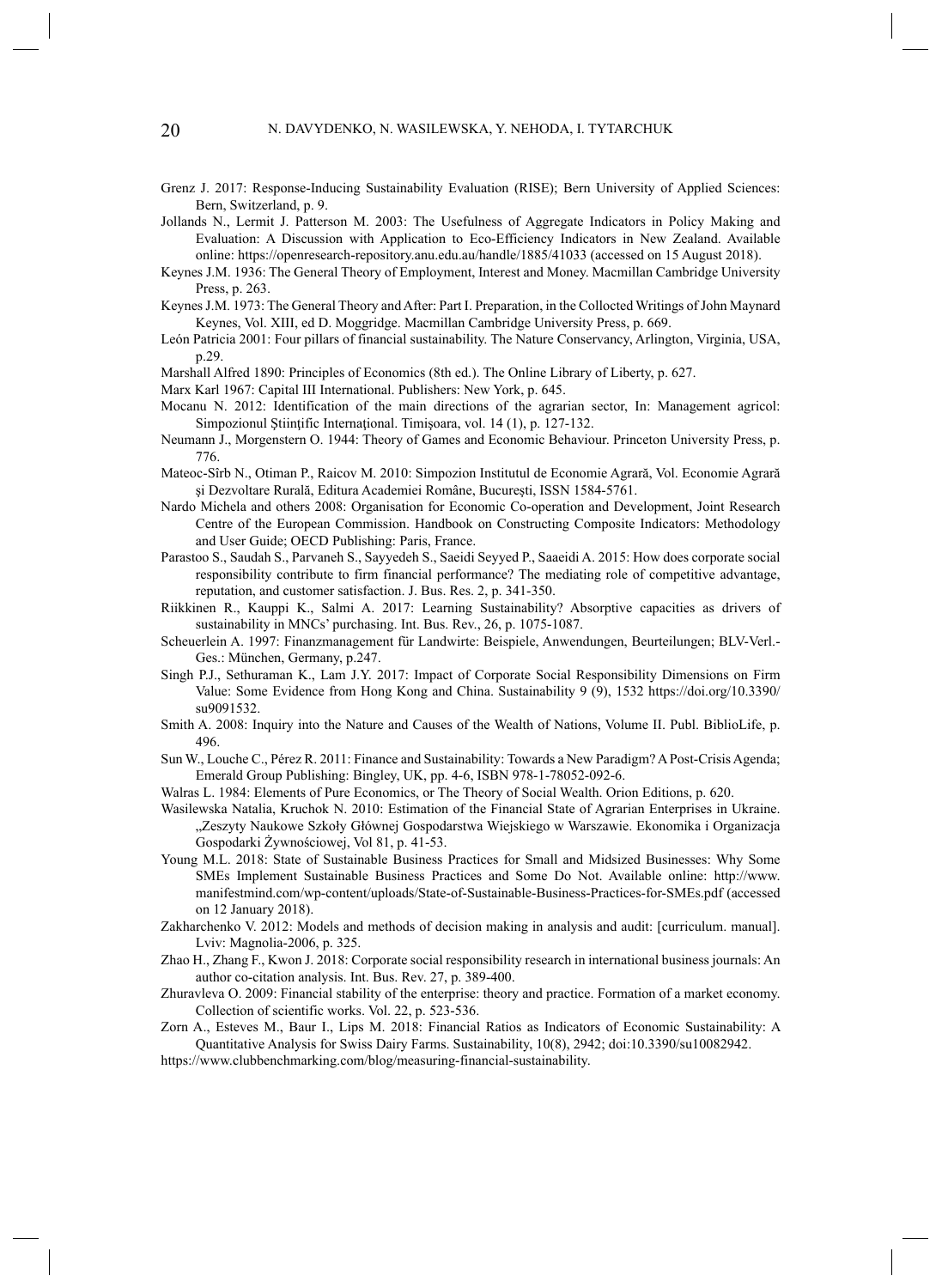Grenz J. 2017: Response-Inducing Sustainability Evaluation (RISE); Bern University of Applied Sciences: Bern, Switzerland, p. 9.

Jollands N., Lermit J. Patterson M. 2003: The Usefulness of Aggregate Indicators in Policy Making and Evaluation: A Discussion with Application to Eco-Efficiency Indicators in New Zealand. Available online: https://openresearch-repository.anu.edu.au/handle/1885/41033 (accessed on 15 August 2018).

Keynes J.M. 1936: The General Theory of Employment, Interest and Money. Macmillan Cambridge University Press, p. 263.

Keynes J.M. 1973: The General Theory and After: Part I. Preparation, in the Collocted Writings of John Maynard Keynes, Vol. XIII, ed D. Moggridge. Macmillan Cambridge University Press, p. 669.

León Patricia 2001: Four pillars of financial sustainability. The Nature Conservancy, Arlington, Virginia, USA, p.29.

Marshall Alfred 1890: Principles of Economics (8th ed.). The Online Library of Liberty, p. 627.

Marx Karl 1967: Capital III International. Publishers: New York, p. 645.

Mocanu N. 2012: Identification of the main directions of the agrarian sector, In: Management agricol: Simpozionul Ştiinţific Internaţional. Timişoara, vol. 14 (1), p. 127-132.

Neumann J., Morgenstern O. 1944: Theory of Games and Economic Behaviour. Princeton University Press, p. 776.

Mateoc-Sîrb N., Otiman P., Raicov M. 2010: Simpozion Institutul de Economie Agrară, Vol. Economie Agrară şi Dezvoltare Rurală, Editura Academiei Române, Bucureşti, ISSN 1584-5761.

Nardo Michela and others 2008: Organisation for Economic Co-operation and Development, Joint Research Centre of the European Commission. Handbook on Constructing Composite Indicators: Methodology and User Guide; OECD Publishing: Paris, France.

Parastoo S., Saudah S., Parvaneh S., Sayyedeh S., Saeidi Seyyed P., Saaeidi A. 2015: How does corporate social responsibility contribute to firm financial performance? The mediating role of competitive advantage, reputation, and customer satisfaction. J. Bus. Res. 2, p. 341-350.

Riikkinen R., Kauppi K., Salmi A. 2017: Learning Sustainability? Absorptive capacities as drivers of sustainability in MNCs' purchasing. Int. Bus. Rev., 26, p. 1075-1087.

Scheuerlein A. 1997: Finanzmanagement für Landwirte: Beispiele, Anwendungen, Beurteilungen; BLV-Verl.-Ges.: München, Germany, p.247.

Singh P.J., Sethuraman K., Lam J.Y. 2017: Impact of Corporate Social Responsibility Dimensions on Firm Value: Some Evidence from Hong Kong and China. Sustainability 9 (9), 1532 https://doi.org/10.3390/su9091532.

Smith A. 2008: Inquiry into the Nature and Causes of the Wealth of Nations, Volume II. Publ. BiblioLife, p. 496.

Sun W., Louche C., Pérez R. 2011: Finance and Sustainability: Towards a New Paradigm? A Post-Crisis Agenda; Emerald Group Publishing: Bingley, UK, pp. 4-6, ISBN 978-1-78052-092-6.

Walras L. 1984: Elements of Pure Economics, or The Theory of Social Wealth. Orion Editions, p. 620.

Wasilewska Natalia, Kruchok N. 2010: Estimation of the Financial State of Agrarian Enterprises in Ukraine. „Zeszyty Naukowe Szkoły Głównej Gospodarstwa Wiejskiego w Warszawie. Ekonomika i Organizacja Gospodarki Żywnościowej, Vol 81, p. 41-53.

Young M.L. 2018: State of Sustainable Business Practices for Small and Midsized Businesses: Why Some SMEs Implement Sustainable Business Practices and Some Do Not. Available online: http://www.manifestmind.com/wp-content/uploads/State-of-Sustainable-Business-Practices-for-SMEs.pdf (accessed on 12 January 2018).

Zakharchenko V. 2012: Models and methods of decision making in analysis and audit: [curriculum. manual]. Lviv: Magnolia-2006, p. 325.

Zhao H., Zhang F., Kwon J. 2018: Corporate social responsibility research in international business journals: An author co-citation analysis. Int. Bus. Rev. 27, p. 389-400.

Zhuravleva O. 2009: Financial stability of the enterprise: theory and practice. Formation of a market economy. Collection of scientific works. Vol. 22, p. 523-536.

Zorn A., Esteves M., Baur I., Lips M. 2018: Financial Ratios as Indicators of Economic Sustainability: A Quantitative Analysis for Swiss Dairy Farms. Sustainability, 10(8), 2942; doi:10.3390/su10082942.

https://www.clubbenchmarking.com/blog/measuring-financial-sustainability.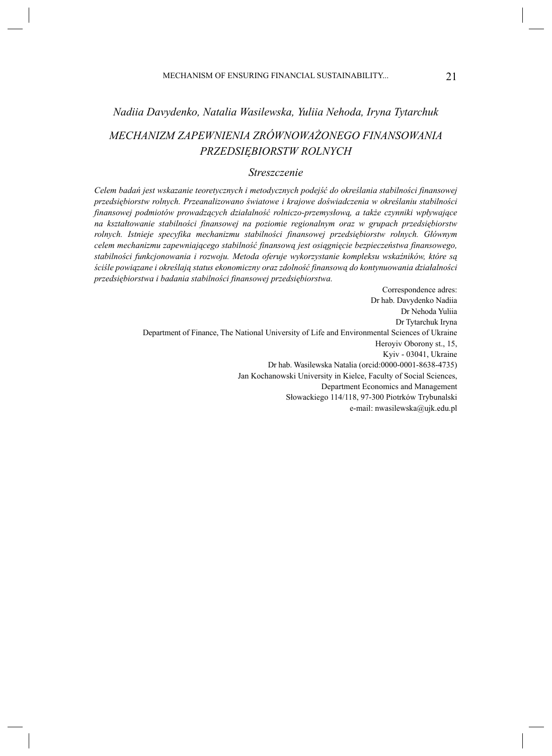*Nadiia Davydenko, Natalia Wasilewska, Yuliia Nehoda, Iryna Tytarchuk*

## *MECHANIZM ZAPEWNIENIA ZRÓWNOWAŻONEGO FINANSOWANIA PRZEDSIĘBIORSTW ROLNYCH*

### *Streszczenie*

*Celem badań jest wskazanie teoretycznych i metodycznych podejść do określania stabilności finansowej przedsiębiorstw rolnych. Przeanalizowano światowe i krajowe doświadczenia w określaniu stabilności finansowej podmiotów prowadzących działalność rolniczo-przemysłową, a także czynniki wpływające na kształtowanie stabilności finansowej na poziomie regionalnym oraz w grupach przedsiębiorstw rolnych. Istnieje specyfika mechanizmu stabilności finansowej przedsiębiorstw rolnych. Głównym celem mechanizmu zapewniającego stabilność finansową jest osiągnięcie bezpieczeństwa finansowego, stabilności funkcjonowania i rozwoju. Metoda oferuje wykorzystanie kompleksu wskaźników, które są ściśle powiązane i określają status ekonomiczny oraz zdolność finansową do kontynuowania działalności przedsiębiorstwa i badania stabilności finansowej przedsiębiorstwa.*

Correspondence adres:
Dr hab. Davydenko Nadiia
Dr Nehoda Yuliia
Dr Tytarchuk Iryna
Department of Finance, The National University of Life and Environmental Sciences of Ukraine
Heroyiv Oborony st., 15,
Kyiv - 03041, Ukraine
Dr hab. Wasilewska Natalia (orcid:0000-0001-8638-4735)
Jan Kochanowski University in Kielce, Faculty of Social Sciences,
Department Economics and Management
Słowackiego 114/118, 97-300 Piotrków Trybunalski
e-mail: nwasilewska@ujk.edu.pl